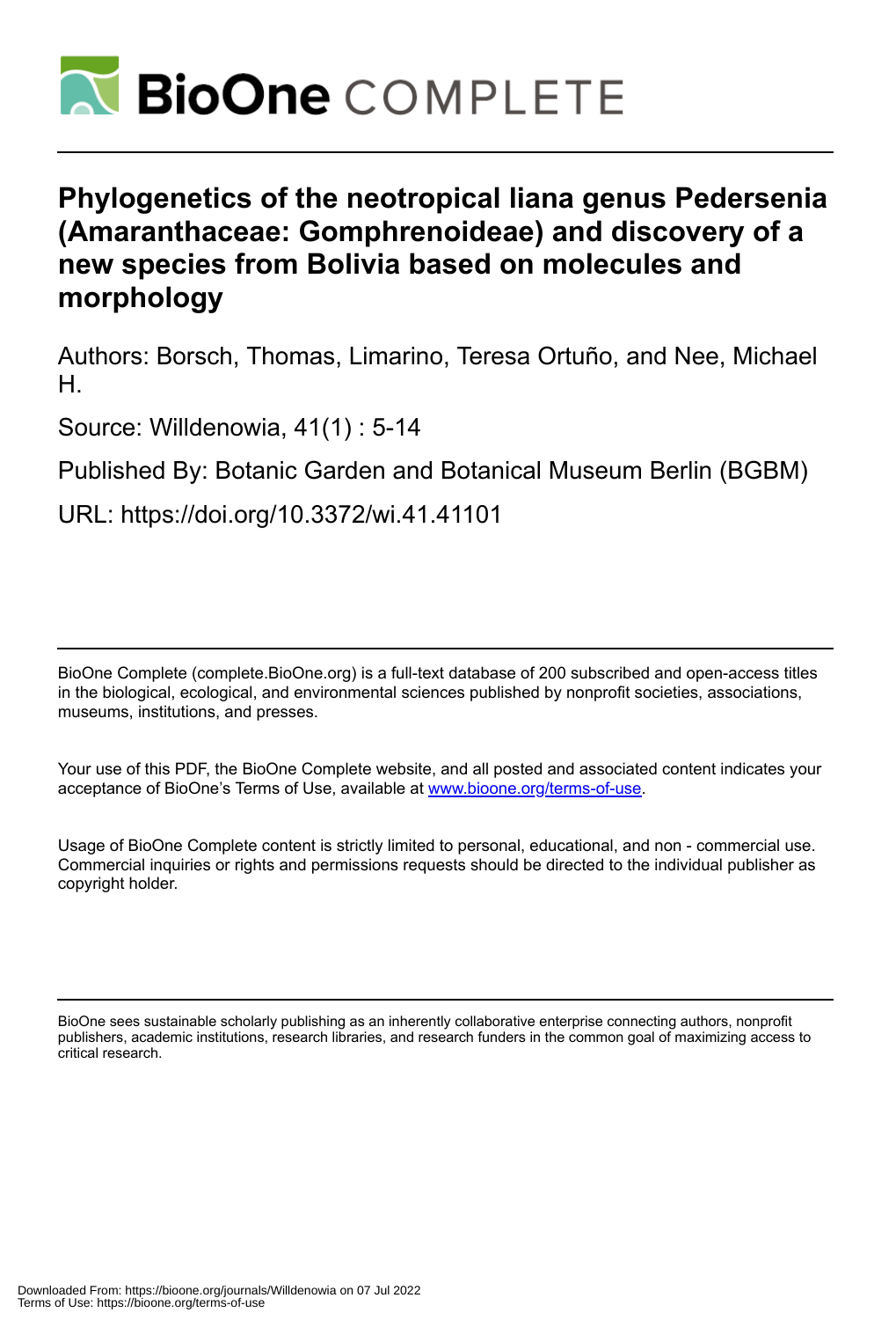# BioOne COMPLETE

# Phylogenetics of the neotropical liana genus Pedersenia (Amaranthaceae: Gomphrenoideae) and discovery of a new species from Bolivia based on molecules and morphology

Authors: Borsch, Thomas, Limarino, Teresa Ortuño, and Nee, Michael H.

Source: Willdenowia, 41(1) : 5-14

Published By: Botanic Garden and Botanical Museum Berlin (BGBM)

URL: https://doi.org/10.3372/wi.41.41101

BioOne Complete (complete.BioOne.org) is a full-text database of 200 subscribed and open-access titles in the biological, ecological, and environmental sciences published by nonprofit societies, associations, museums, institutions, and presses.

Your use of this PDF, the BioOne Complete website, and all posted and associated content indicates your acceptance of BioOne's Terms of Use, available at www.bioone.org/terms-of-use.

Usage of BioOne Complete content is strictly limited to personal, educational, and non - commercial use. Commercial inquiries or rights and permissions requests should be directed to the individual publisher as copyright holder.

BioOne sees sustainable scholarly publishing as an inherently collaborative enterprise connecting authors, nonprofit publishers, academic institutions, research libraries, and research funders in the common goal of maximizing access to critical research.

Downloaded From: https://bioone.org/journals/Willdenowia on 07 Jul 2022
Terms of Use: https://bioone.org/terms-of-use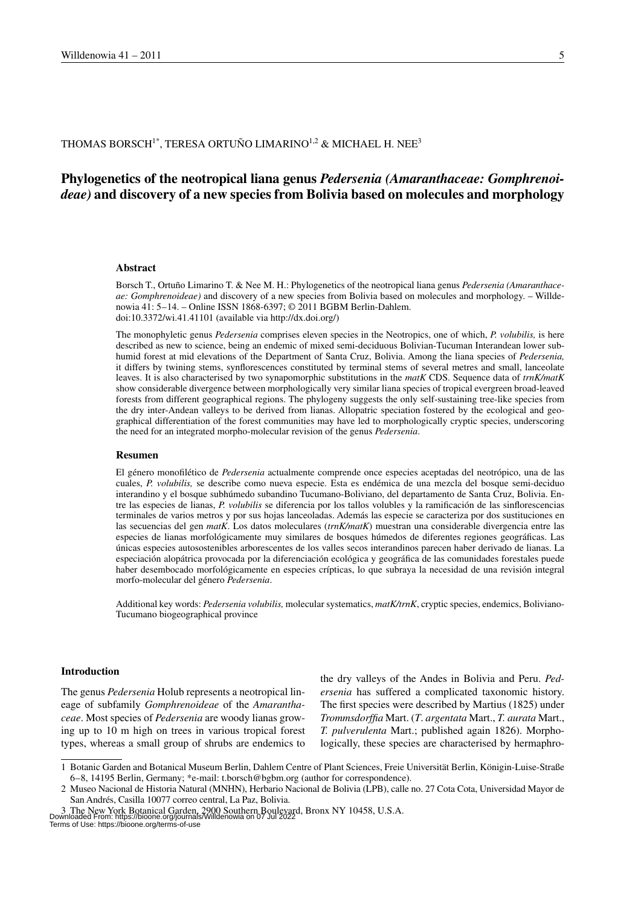THOMAS BORSCH[1*], TERESA ORTUÑO LIMARINO[1,2] & MICHAEL H. NEE[3]

# Phylogenetics of the neotropical liana genus *Pedersenia (Amaranthaceae: Gomphrenoideae)* and discovery of a new species from Bolivia based on molecules and morphology

### Abstract

Borsch T., Ortuño Limarino T. & Nee M. H.: Phylogenetics of the neotropical liana genus *Pedersenia (Amaranthaceae: Gomphrenoideae)* and discovery of a new species from Bolivia based on molecules and morphology. – Willdenowia 41: 5–14. – Online ISSN 1868-6397; © 2011 BGBM Berlin-Dahlem.
doi:10.3372/wi.41.41101 (available via http://dx.doi.org/)

The monophyletic genus *Pedersenia* comprises eleven species in the Neotropics, one of which, *P. volubilis,* is here described as new to science, being an endemic of mixed semi-deciduous Bolivian-Tucuman Interandean lower subhumid forest at mid elevations of the Department of Santa Cruz, Bolivia. Among the liana species of *Pedersenia,* it differs by twining stems, synflorescences constituted by terminal stems of several metres and small, lanceolate leaves. It is also characterised by two synapomorphic substitutions in the *matK* CDS. Sequence data of *trnK/matK* show considerable divergence between morphologically very similar liana species of tropical evergreen broad-leaved forests from different geographical regions. The phylogeny suggests the only self-sustaining tree-like species from the dry inter-Andean valleys to be derived from lianas. Allopatric speciation fostered by the ecological and geographical differentiation of the forest communities may have led to morphologically cryptic species, underscoring the need for an integrated morpho-molecular revision of the genus *Pedersenia*.

### Resumen

El género monofilético de *Pedersenia* actualmente comprende once especies aceptadas del neotrópico, una de las cuales, *P. volubilis,* se describe como nueva especie. Esta es endémica de una mezcla del bosque semi-deciduo interandino y el bosque subhúmedo subandino Tucumano-Boliviano, del departamento de Santa Cruz, Bolivia. Entre las especies de lianas, *P. volubilis* se diferencia por los tallos volubles y la ramificación de las sinflorescencias terminales de varios metros y por sus hojas lanceoladas. Además las especie se caracteriza por dos sustituciones en las secuencias del gen *matK*. Los datos moleculares (*trnK/matK*) muestran una considerable divergencia entre las especies de lianas morfológicamente muy similares de bosques húmedos de diferentes regiones geográficas. Las únicas especies autosostenibles arborescentes de los valles secos interandinos parecen haber derivado de lianas. La especiación alopátrica provocada por la diferenciación ecológica y geográfica de las comunidades forestales puede haber desembocado morfológicamente en especies crípticas, lo que subraya la necesidad de una revisión integral morfo-molecular del género *Pedersenia*.

Additional key words: *Pedersenia volubilis,* molecular systematics, *matK/trnK*, cryptic species, endemics, Boliviano-Tucumano biogeographical province

### Introduction

The genus *Pedersenia* Holub represents a neotropical lineage of subfamily *Gomphrenoideae* of the *Amaranthaceae*. Most species of *Pedersenia* are woody lianas growing up to 10 m high on trees in various tropical forest types, whereas a small group of shrubs are endemics to the dry valleys of the Andes in Bolivia and Peru. *Pedersenia* has suffered a complicated taxonomic history. The first species were described by Martius (1825) under *Trommsdorffia* Mart. (*T. argentata* Mart., *T. aurata* Mart., *T. pulverulenta* Mart.; published again 1826). Morphologically, these species are characterised by hermaphro-

1 Botanic Garden and Botanical Museum Berlin, Dahlem Centre of Plant Sciences, Freie Universität Berlin, Königin-Luise-Straße 6–8, 14195 Berlin, Germany; *e-mail: t.borsch@bgbm.org (author for correspondence).

2 Museo Nacional de Historia Natural (MNHN), Herbario Nacional de Bolivia (LPB), calle no. 27 Cota Cota, Universidad Mayor de San Andrés, Casilla 10077 correo central, La Paz, Bolivia.

3 The New York Botanical Garden, 2900 Southern Boulevard, Bronx NY 10458, U.S.A.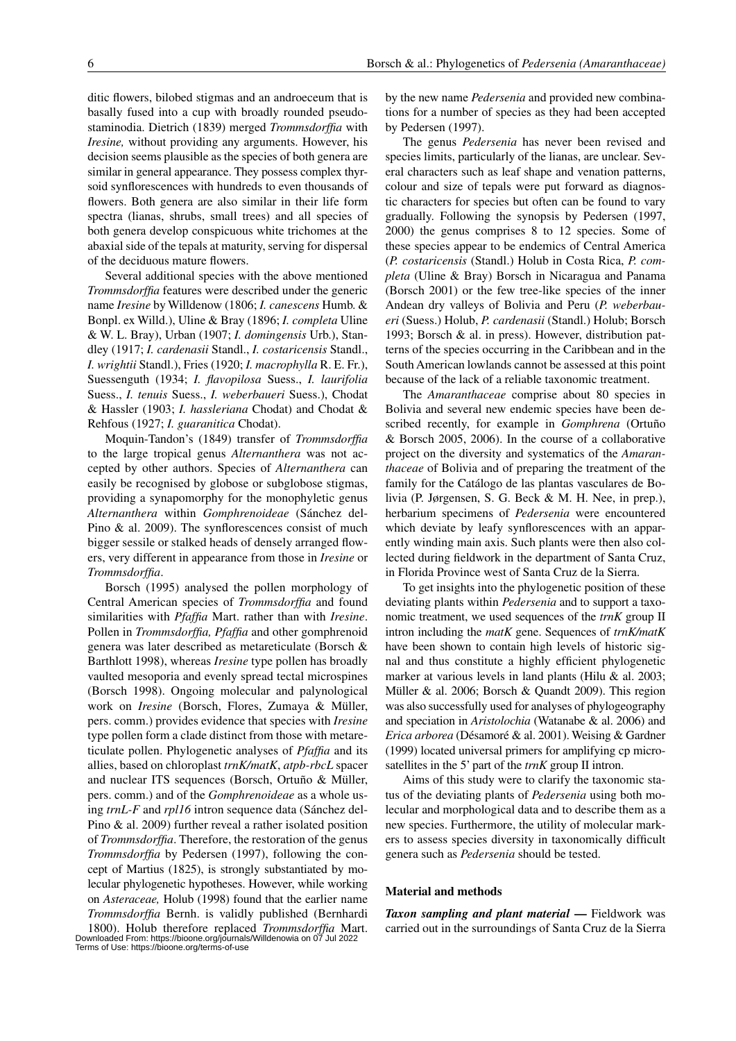ditic flowers, bilobed stigmas and an androeceum that is basally fused into a cup with broadly rounded pseudostaminodia. Dietrich (1839) merged *Trommsdorffia* with *Iresine,* without providing any arguments. However, his decision seems plausible as the species of both genera are similar in general appearance. They possess complex thyrsoid synflorescences with hundreds to even thousands of flowers. Both genera are also similar in their life form spectra (lianas, shrubs, small trees) and all species of both genera develop conspicuous white trichomes at the abaxial side of the tepals at maturity, serving for dispersal of the deciduous mature flowers.

Several additional species with the above mentioned *Trommsdorffia* features were described under the generic name *Iresine* by Willdenow (1806; *I. canescens* Humb. & Bonpl. ex Willd.), Uline & Bray (1896; *I. completa* Uline & W. L. Bray), Urban (1907; *I. domingensis* Urb.), Standley (1917; *I. cardenasii* Standl., *I. costaricensis* Standl., *I. wrightii* Standl.), Fries (1920; *I. macrophylla* R. E. Fr.), Suessenguth (1934; *I. flavopilosa* Suess., *I. laurifolia* Suess., *I. tenuis* Suess., *I. weberbaueri* Suess.), Chodat & Hassler (1903; *I. hassleriana* Chodat) and Chodat & Rehfous (1927; *I. guaranitica* Chodat).

Moquin-Tandon's (1849) transfer of *Trommsdorffia* to the large tropical genus *Alternanthera* was not accepted by other authors. Species of *Alternanthera* can easily be recognised by globose or subglobose stigmas, providing a synapomorphy for the monophyletic genus *Alternanthera* within *Gomphrenoideae* (Sánchez del-Pino & al. 2009). The synflorescences consist of much bigger sessile or stalked heads of densely arranged flowers, very different in appearance from those in *Iresine* or *Trommsdorffia*.

Borsch (1995) analysed the pollen morphology of Central American species of *Trommsdorffia* and found similarities with *Pfaffia* Mart. rather than with *Iresine*. Pollen in *Trommsdorffia, Pfaffia* and other gomphrenoid genera was later described as metareticulate (Borsch & Barthlott 1998), whereas *Iresine* type pollen has broadly vaulted mesoporia and evenly spread tectal microspines (Borsch 1998). Ongoing molecular and palynological work on *Iresine* (Borsch, Flores, Zumaya & Müller, pers. comm.) provides evidence that species with *Iresine* type pollen form a clade distinct from those with metareticulate pollen. Phylogenetic analyses of *Pfaffia* and its allies, based on chloroplast *trnK/matK*, *atpb-rbcL* spacer and nuclear ITS sequences (Borsch, Ortuño & Müller, pers. comm.) and of the *Gomphrenoideae* as a whole using *trnL-F* and *rpl16* intron sequence data (Sánchez del-Pino & al. 2009) further reveal a rather isolated position of *Trommsdorffia*. Therefore, the restoration of the genus *Trommsdorffia* by Pedersen (1997), following the concept of Martius (1825), is strongly substantiated by molecular phylogenetic hypotheses. However, while working on *Asteraceae,* Holub (1998) found that the earlier name *Trommsdorffia* Bernh. is validly published (Bernhardi 1800). Holub therefore replaced *Trommsdorffia* Mart. by the new name *Pedersenia* and provided new combinations for a number of species as they had been accepted by Pedersen (1997).

The genus *Pedersenia* has never been revised and species limits, particularly of the lianas, are unclear. Several characters such as leaf shape and venation patterns, colour and size of tepals were put forward as diagnostic characters for species but often can be found to vary gradually. Following the synopsis by Pedersen (1997, 2000) the genus comprises 8 to 12 species. Some of these species appear to be endemics of Central America (*P. costaricensis* (Standl.) Holub in Costa Rica, *P. completa* (Uline & Bray) Borsch in Nicaragua and Panama (Borsch 2001) or the few tree-like species of the inner Andean dry valleys of Bolivia and Peru (*P. weberbaueri* (Suess.) Holub, *P. cardenasii* (Standl.) Holub; Borsch 1993; Borsch & al. in press). However, distribution patterns of the species occurring in the Caribbean and in the South American lowlands cannot be assessed at this point because of the lack of a reliable taxonomic treatment.

The *Amaranthaceae* comprise about 80 species in Bolivia and several new endemic species have been described recently, for example in *Gomphrena* (Ortuño & Borsch 2005, 2006). In the course of a collaborative project on the diversity and systematics of the *Amaranthaceae* of Bolivia and of preparing the treatment of the family for the Catálogo de las plantas vasculares de Bolivia (P. Jørgensen, S. G. Beck & M. H. Nee, in prep.), herbarium specimens of *Pedersenia* were encountered which deviate by leafy synflorescences with an apparently winding main axis. Such plants were then also collected during fieldwork in the department of Santa Cruz, in Florida Province west of Santa Cruz de la Sierra.

To get insights into the phylogenetic position of these deviating plants within *Pedersenia* and to support a taxonomic treatment, we used sequences of the *trnK* group II intron including the *matK* gene. Sequences of *trnK/matK* have been shown to contain high levels of historic signal and thus constitute a highly efficient phylogenetic marker at various levels in land plants (Hilu & al. 2003; Müller & al. 2006; Borsch & Quandt 2009). This region was also successfully used for analyses of phylogeography and speciation in *Aristolochia* (Watanabe & al. 2006) and *Erica arborea* (Désamoré & al. 2001). Weising & Gardner (1999) located universal primers for amplifying cp microsatellites in the 5' part of the *trnK* group II intron.

Aims of this study were to clarify the taxonomic status of the deviating plants of *Pedersenia* using both molecular and morphological data and to describe them as a new species. Furthermore, the utility of molecular markers to assess species diversity in taxonomically difficult genera such as *Pedersenia* should be tested.

## Material and methods

***Taxon sampling and plant material —*** Fieldwork was carried out in the surroundings of Santa Cruz de la Sierra

Downloaded From: https://bioone.org/journals/Willdenowia on 07 Jul 2022
Terms of Use: https://bioone.org/terms-of-use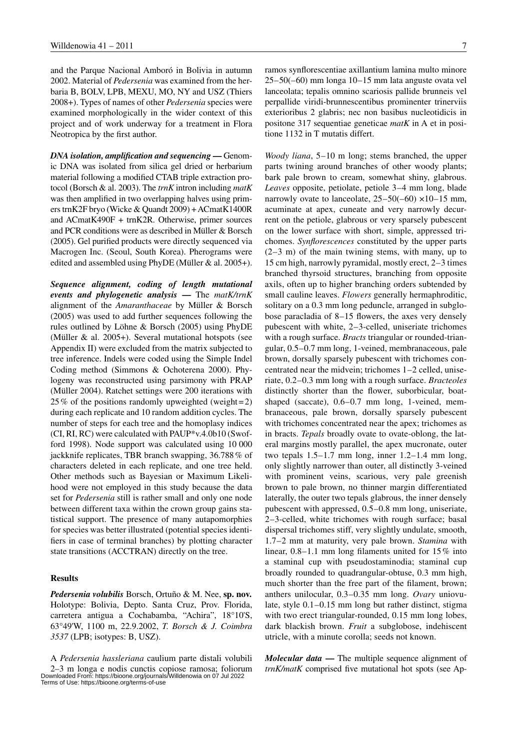and the Parque Nacional Amboró in Bolivia in autumn 2002. Material of *Pedersenia* was examined from the herbaria B, BOLV, LPB, MEXU, MO, NY and USZ (Thiers 2008+). Types of names of other *Pedersenia* species were examined morphologically in the wider context of this project and of work underway for a treatment in Flora Neotropica by the first author.

***DNA isolation, amplification and sequencing*** — Genomic DNA was isolated from silica gel dried or herbarium material following a modified CTAB triple extraction protocol (Borsch & al. 2003). The *trnK* intron including *matK* was then amplified in two overlapping halves using primers trnK2F bryo (Wicke & Quandt 2009) + ACmatK1400R and ACmatK490F + trnK2R. Otherwise, primer sources and PCR conditions were as described in Müller & Borsch (2005). Gel purified products were directly sequenced via Macrogen Inc. (Seoul, South Korea). Pherograms were edited and assembled using PhyDE (Müller & al. 2005+).

***Sequence alignment, coding of length mutational events and phylogenetic analysis*** — The *matK/trnK* alignment of the *Amaranthaceae* by Müller & Borsch (2005) was used to add further sequences following the rules outlined by Löhne & Borsch (2005) using PhyDE (Müller & al. 2005+). Several mutational hotspots (see Appendix II) were excluded from the matrix subjected to tree inference. Indels were coded using the Simple Indel Coding method (Simmons & Ochoterena 2000). Phylogeny was reconstructed using parsimony with PRAP (Müller 2004). Ratchet settings were 200 iterations with 25 % of the positions randomly upweighted (weight = 2) during each replicate and 10 random addition cycles. The number of steps for each tree and the homoplasy indices (CI, RI, RC) were calculated with PAUP*v.4.0b10 (Swofford 1998). Node support was calculated using 10 000 jackknife replicates, TBR branch swapping, 36.788 % of characters deleted in each replicate, and one tree held. Other methods such as Bayesian or Maximum Likelihood were not employed in this study because the data set for *Pedersenia* still is rather small and only one node between different taxa within the crown group gains statistical support. The presence of many autapomorphies for species was better illustrated (potential species identifiers in case of terminal branches) by plotting character state transitions (ACCTRAN) directly on the tree.

## Results

***Pedersenia volubilis*** Borsch, Ortuño & M. Nee, **sp. nov.** Holotype: Bolivia, Depto. Santa Cruz, Prov. Florida, carretera antigua a Cochabamba, "Achira", 18°10'S, 63°49'W, 1100 m, 22.9.2002, *T. Borsch & J. Coimbra 3537* (LPB; isotypes: B, USZ).

A *Pedersenia hassleriana* caulium parte distali volubili 2–3 m longa e nodis cunctis copiose ramosa; foliorum ramos synflorescentiae axillantium lamina multo minore 25–50(–60) mm longa 10–15 mm lata anguste ovata vel lanceolata; tepalis omnino scariosis pallide brunneis vel perpallide viridi-brunnescentibus prominenter trinerviis exterioribus 2 glabris; nec non basibus nucleotidicis in positone 317 sequentiae geneticae *matK* in A et in positione 1132 in T mutatis differt.

*Woody liana*, 5–10 m long; stems branched, the upper parts twining around branches of other woody plants; bark pale brown to cream, somewhat shiny, glabrous. *Leaves* opposite, petiolate, petiole 3–4 mm long, blade narrowly ovate to lanceolate, 25–50(–60) × 10–15 mm, acuminate at apex, cuneate and very narrowly decurrent on the petiole, glabrous or very sparsely pubescent on the lower surface with short, simple, appressed trichomes. *Synflorescences* constituted by the upper parts (2–3 m) of the main twining stems, with many, up to 15 cm high, narrowly pyramidal, mostly erect, 2–3 times branched thyrsoid structures, branching from opposite axils, often up to higher branching orders subtended by small cauline leaves. *Flowers* generally hermaphroditic, solitary on a 0.3 mm long peduncle, arranged in subglobose paracladia of 8–15 flowers, the axes very densely pubescent with white, 2–3-celled, uniseriate trichomes with a rough surface. *Bracts* triangular or rounded-triangular, 0.5–0.7 mm long, 1-veined, membranaceous, pale brown, dorsally sparsely pubescent with trichomes concentrated near the midvein; trichomes 1–2 celled, uniseriate, 0.2–0.3 mm long with a rough surface. *Bracteoles* distinctly shorter than the flower, suborbicular, boat-shaped (saccate), 0.6–0.7 mm long, 1-veined, membranaceous, pale brown, dorsally sparsely pubescent with trichomes concentrated near the apex; trichomes as in bracts. *Tepals* broadly ovate to ovate-oblong, the lateral margins mostly parallel, the apex mucronate, outer two tepals 1.5–1.7 mm long, inner 1.2–1.4 mm long, only slightly narrower than outer, all distinctly 3-veined with prominent veins, scarious, very pale greenish brown to pale brown, no thinner margin differentiated laterally, the outer two tepals glabrous, the inner densely pubescent with appressed, 0.5–0.8 mm long, uniseriate, 2–3-celled, white trichomes with rough surface; basal dispersal trichomes stiff, very slightly undulate, smooth, 1.7–2 mm at maturity, very pale brown. *Stamina* with linear, 0.8–1.1 mm long filaments united for 15 % into a staminal cup with pseudostaminodia; staminal cup broadly rounded to quadrangular-obtuse, 0.3 mm high, much shorter than the free part of the filament, brown; anthers unilocular, 0.3–0.35 mm long. *Ovary* uniovulate, style 0.1–0.15 mm long but rather distinct, stigma with two erect triangular-rounded, 0.15 mm long lobes, dark blackish brown. *Fruit* a subglobose, indehiscent utricle, with a minute corolla; seeds not known.

***Molecular data*** — The multiple sequence alignment of *trnK/matK* comprised five mutational hot spots (see Ap-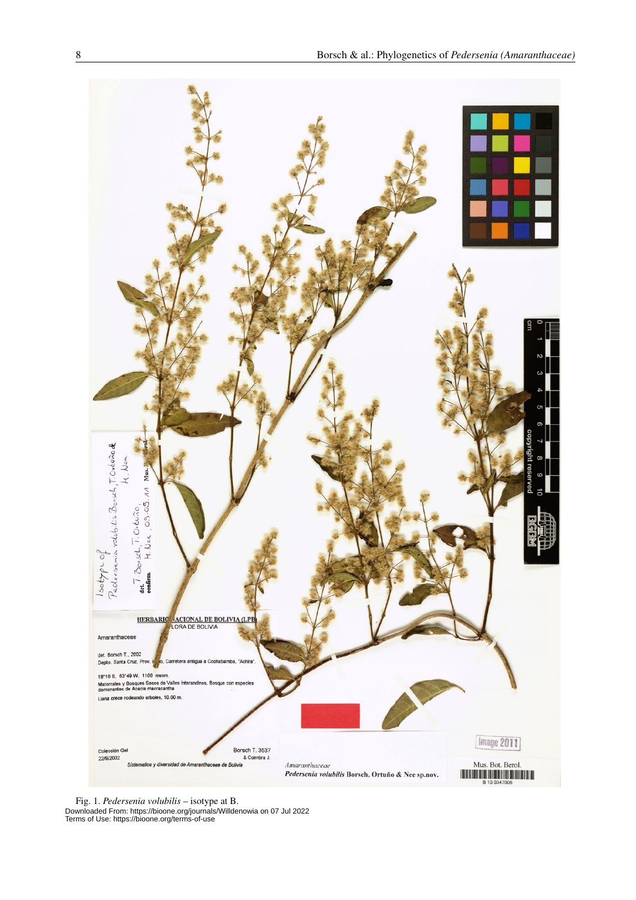Fig. 1. *Pedersenia volubilis* – isotype at B.

Downloaded From: https://bioone.org/journals/Willdenowia on 07 Jul 2022
Terms of Use: https://bioone.org/terms-of-use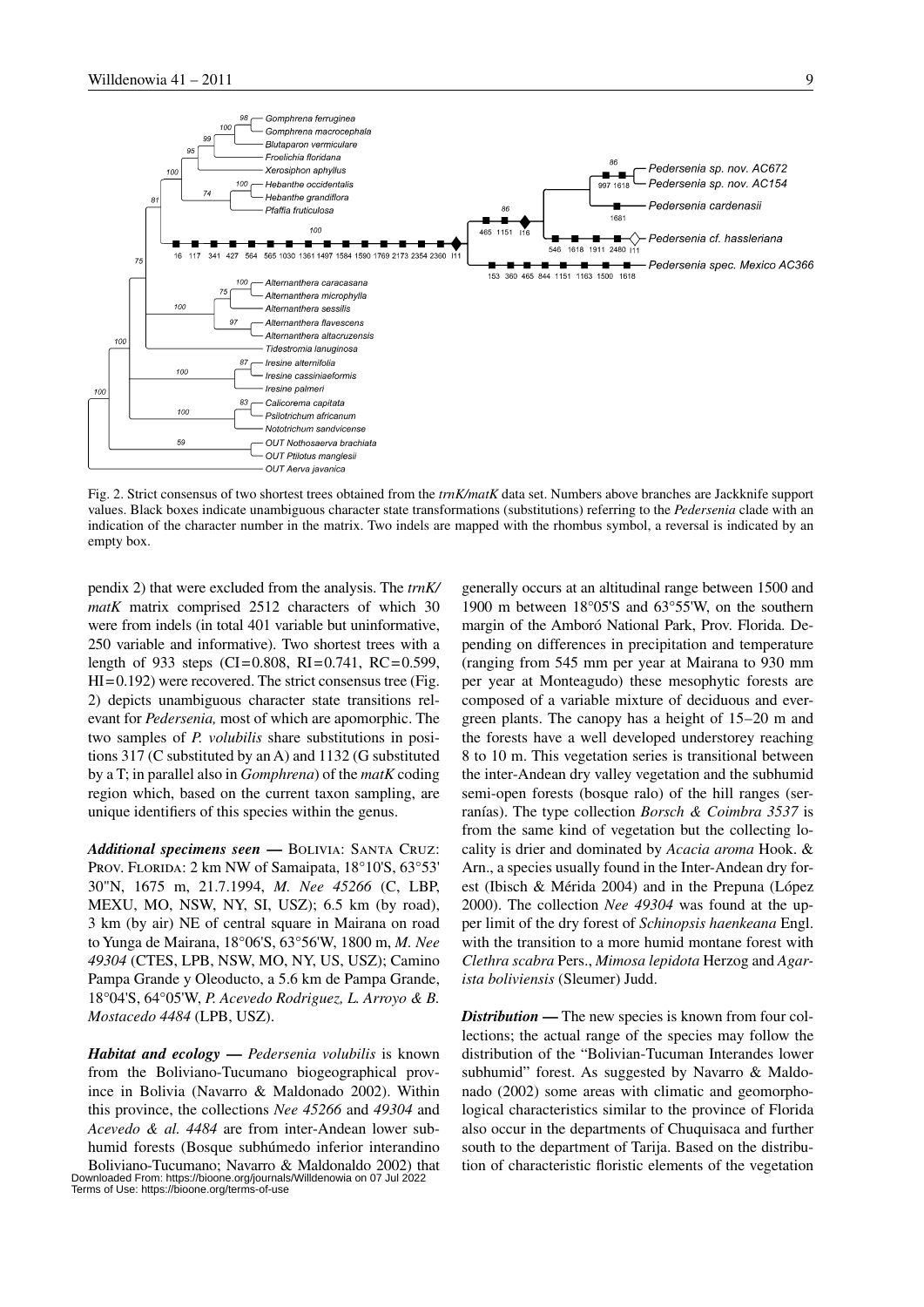Fig. 2. Strict consensus of two shortest trees obtained from the *trnK/matK* data set. Numbers above branches are Jackknife support values. Black boxes indicate unambiguous character state transformations (substitutions) referring to the *Pedersenia* clade with an indication of the character number in the matrix. Two indels are mapped with the rhombus symbol, a reversal is indicated by an empty box.

pendix 2) that were excluded from the analysis. The *trnK/matK* matrix comprised 2512 characters of which 30 were from indels (in total 401 variable but uninformative, 250 variable and informative). Two shortest trees with a length of 933 steps (CI = 0.808, RI = 0.741, RC = 0.599, HI = 0.192) were recovered. The strict consensus tree (Fig. 2) depicts unambiguous character state transitions relevant for *Pedersenia,* most of which are apomorphic. The two samples of *P. volubilis* share substitutions in positions 317 (C substituted by an A) and 1132 (G substituted by a T; in parallel also in *Gomphrena*) of the *matK* coding region which, based on the current taxon sampling, are unique identifiers of this species within the genus.

***Additional specimens seen —*** Bolivia: Santa Cruz: Prov. Florida: 2 km NW of Samaipata, 18°10'S, 63°53' 30"N, 1675 m, 21.7.1994, *M. Nee 45266* (C, LBP, MEXU, MO, NSW, NY, SI, USZ); 6.5 km (by road), 3 km (by air) NE of central square in Mairana on road to Yunga de Mairana, 18°06'S, 63°56'W, 1800 m, *M. Nee 49304* (CTES, LPB, NSW, MO, NY, US, USZ); Camino Pampa Grande y Oleoducto, a 5.6 km de Pampa Grande, 18°04'S, 64°05'W, *P. Acevedo Rodriguez, L. Arroyo & B. Mostacedo 4484* (LPB, USZ).

***Habitat and ecology —*** *Pedersenia volubilis* is known from the Boliviano-Tucumano biogeographical province in Bolivia (Navarro & Maldonado 2002). Within this province, the collections *Nee 45266* and *49304* and *Acevedo & al. 4484* are from inter-Andean lower subhumid forests (Bosque subhúmedo inferior interandino Boliviano-Tucumano; Navarro & Maldonaldo 2002) that generally occurs at an altitudinal range between 1500 and 1900 m between 18°05'S and 63°55'W, on the southern margin of the Amboró National Park, Prov. Florida. Depending on differences in precipitation and temperature (ranging from 545 mm per year at Mairana to 930 mm per year at Monteagudo) these mesophytic forests are composed of a variable mixture of deciduous and evergreen plants. The canopy has a height of 15–20 m and the forests have a well developed understorey reaching 8 to 10 m. This vegetation series is transitional between the inter-Andean dry valley vegetation and the subhumid semi-open forests (bosque ralo) of the hill ranges (serranías). The type collection *Borsch & Coimbra 3537* is from the same kind of vegetation but the collecting locality is drier and dominated by *Acacia aroma* Hook. & Arn., a species usually found in the Inter-Andean dry forest (Ibisch & Mérida 2004) and in the Prepuna (López 2000). The collection *Nee 49304* was found at the upper limit of the dry forest of *Schinopsis haenkeana* Engl. with the transition to a more humid montane forest with *Clethra scabra* Pers., *Mimosa lepidota* Herzog and *Agarista boliviensis* (Sleumer) Judd.

***Distribution —*** The new species is known from four collections; the actual range of the species may follow the distribution of the "Bolivian-Tucuman Interandes lower subhumid" forest. As suggested by Navarro & Maldonado (2002) some areas with climatic and geomorphological characteristics similar to the province of Florida also occur in the departments of Chuquisaca and further south to the department of Tarija. Based on the distribution of characteristic floristic elements of the vegetation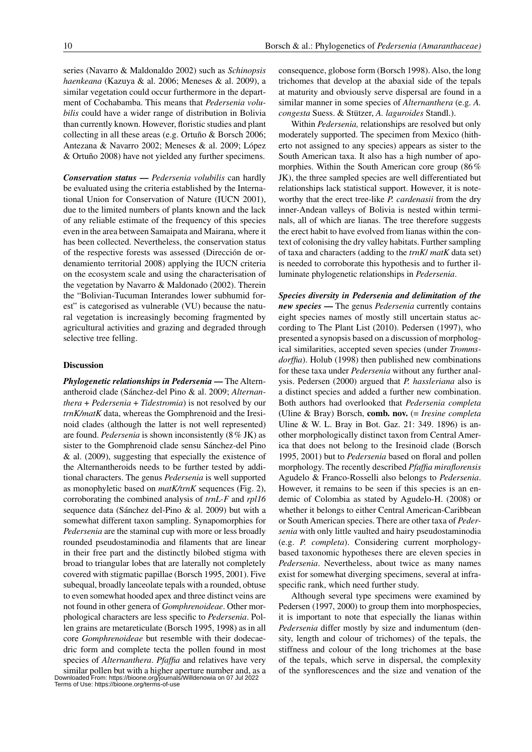series (Navarro & Maldonaldo 2002) such as *Schinopsis haenkeana* (Kazuya & al. 2006; Meneses & al. 2009), a similar vegetation could occur furthermore in the department of Cochabamba. This means that *Pedersenia volubilis* could have a wider range of distribution in Bolivia than currently known. However, floristic studies and plant collecting in all these areas (e.g. Ortuño & Borsch 2006; Antezana & Navarro 2002; Meneses & al. 2009; López & Ortuño 2008) have not yielded any further specimens.

***Conservation status —*** *Pedersenia volubilis* can hardly be evaluated using the criteria established by the International Union for Conservation of Nature (IUCN 2001), due to the limited numbers of plants known and the lack of any reliable estimate of the frequency of this species even in the area between Samaipata and Mairana, where it has been collected. Nevertheless, the conservation status of the respective forests was assessed (Dirección de ordenamiento territorial 2008) applying the IUCN criteria on the ecosystem scale and using the characterisation of the vegetation by Navarro & Maldonado (2002). Therein the "Bolivian-Tucuman Interandes lower subhumid forest" is categorised as vulnerable (VU) because the natural vegetation is increasingly becoming fragmented by agricultural activities and grazing and degraded through selective tree felling.

## Discussion

***Phylogenetic relationships in Pedersenia —*** The Alternantheroid clade (Sánchez-del Pino & al. 2009; *Alternanthera* + *Pedersenia* + *Tidestromia*) is not resolved by our *trnK/matK* data, whereas the Gomphrenoid and the Iresinoid clades (although the latter is not well represented) are found. *Pedersenia* is shown inconsistently (8 % JK) as sister to the Gomphrenoid clade sensu Sánchez-del Pino & al. (2009), suggesting that especially the existence of the Alternantheroids needs to be further tested by additional characters. The genus *Pedersenia* is well supported as monophyletic based on *matK/trnK* sequences (Fig. 2), corroborating the combined analysis of *trnL-F* and *rpl16* sequence data (Sánchez del-Pino & al. 2009) but with a somewhat different taxon sampling. Synapomorphies for *Pedersenia* are the staminal cup with more or less broadly rounded pseudostaminodia and filaments that are linear in their free part and the distinctly bilobed stigma with broad to triangular lobes that are laterally not completely covered with stigmatic papillae (Borsch 1995, 2001). Five subequal, broadly lanceolate tepals with a rounded, obtuse to even somewhat hooded apex and three distinct veins are not found in other genera of *Gomphrenoideae*. Other morphological characters are less specific to *Pedersenia*. Pollen grains are metareticulate (Borsch 1995, 1998) as in all core *Gomphrenoideae* but resemble with their dodecaedric form and complete tecta the pollen found in most species of *Alternanthera*. *Pfaffia* and relatives have very similar pollen but with a higher aperture number and, as a consequence, globose form (Borsch 1998). Also, the long trichomes that develop at the abaxial side of the tepals at maturity and obviously serve dispersal are found in a similar manner in some species of *Alternanthera* (e.g. *A. congesta* Suess. & Stützer, *A. laguroides* Standl.).

Within *Pedersenia,* relationships are resolved but only moderately supported. The specimen from Mexico (hitherto not assigned to any species) appears as sister to the South American taxa. It also has a high number of apomorphies. Within the South American core group (86 % JK), the three sampled species are well differentiated but relationships lack statistical support. However, it is noteworthy that the erect tree-like *P. cardenasii* from the dry inner-Andean valleys of Bolivia is nested within terminals, all of which are lianas. The tree therefore suggests the erect habit to have evolved from lianas within the context of colonising the dry valley habitats. Further sampling of taxa and characters (adding to the *trnK*/ *matK* data set) is needed to corroborate this hypothesis and to further illuminate phylogenetic relationships in *Pedersenia*.

***Species diversity in Pedersenia and delimitation of the new species —*** The genus *Pedersenia* currently contains eight species names of mostly still uncertain status according to The Plant List (2010). Pedersen (1997), who presented a synopsis based on a discussion of morphological similarities, accepted seven species (under *Trommsdorffia*). Holub (1998) then published new combinations for these taxa under *Pedersenia* without any further analysis. Pedersen (2000) argued that *P. hassleriana* also is a distinct species and added a further new combination. Both authors had overlooked that *Pedersenia completa* (Uline & Bray) Borsch, **comb. nov.** (≡ *Iresine completa* Uline & W. L. Bray in Bot. Gaz. 21: 349. 1896) is another morphologically distinct taxon from Central America that does not belong to the Iresinoid clade (Borsch 1995, 2001) but to *Pedersenia* based on floral and pollen morphology. The recently described *Pfaffia miraflorensis* Agudelo & Franco-Rosselli also belongs to *Pedersenia*. However, it remains to be seen if this species is an endemic of Colombia as stated by Agudelo-H. (2008) or whether it belongs to either Central American-Caribbean or South American species. There are other taxa of *Pedersenia* with only little vaulted and hairy pseudostaminodia (e.g. *P. completa*). Considering current morphology-based taxonomic hypotheses there are eleven species in *Pedersenia*. Nevertheless, about twice as many names exist for somewhat diverging specimens, several at infraspecific rank, which need further study.

Although several type specimens were examined by Pedersen (1997, 2000) to group them into morphospecies, it is important to note that especially the lianas within *Pedersenia* differ mostly by size and indumentum (density, length and colour of trichomes) of the tepals, the stiffness and colour of the long trichomes at the base of the tepals, which serve in dispersal, the complexity of the synflorescences and the size and venation of the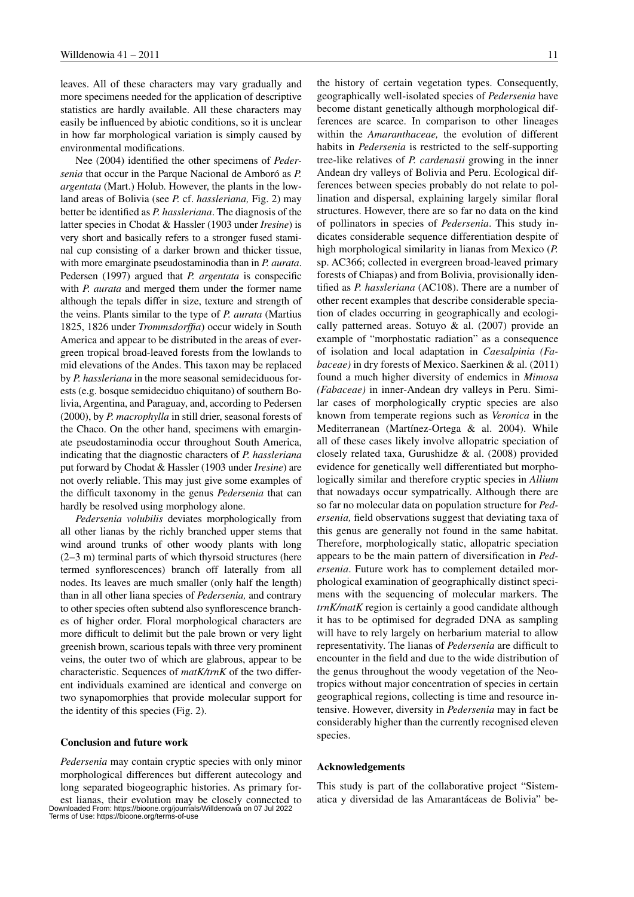leaves. All of these characters may vary gradually and more specimens needed for the application of descriptive statistics are hardly available. All these characters may easily be influenced by abiotic conditions, so it is unclear in how far morphological variation is simply caused by environmental modifications.

Nee (2004) identified the other specimens of *Pedersenia* that occur in the Parque Nacional de Amboró as *P. argentata* (Mart.) Holub. However, the plants in the lowland areas of Bolivia (see *P.* cf. *hassleriana,* Fig. 2) may better be identified as *P. hassleriana*. The diagnosis of the latter species in Chodat & Hassler (1903 under *Iresine*) is very short and basically refers to a stronger fused staminal cup consisting of a darker brown and thicker tissue, with more emarginate pseudostaminodia than in *P. aurata*. Pedersen (1997) argued that *P. argentata* is conspecific with *P. aurata* and merged them under the former name although the tepals differ in size, texture and strength of the veins. Plants similar to the type of *P. aurata* (Martius 1825, 1826 under *Trommsdorffia*) occur widely in South America and appear to be distributed in the areas of evergreen tropical broad-leaved forests from the lowlands to mid elevations of the Andes. This taxon may be replaced by *P. hassleriana* in the more seasonal semideciduous forests (e.g. bosque semideciduo chiquitano) of southern Bolivia, Argentina, and Paraguay, and, according to Pedersen (2000), by *P. macrophylla* in still drier, seasonal forests of the Chaco. On the other hand, specimens with emarginate pseudostaminodia occur throughout South America, indicating that the diagnostic characters of *P. hassleriana* put forward by Chodat & Hassler (1903 under *Iresine*) are not overly reliable. This may just give some examples of the difficult taxonomy in the genus *Pedersenia* that can hardly be resolved using morphology alone.

*Pedersenia volubilis* deviates morphologically from all other lianas by the richly branched upper stems that wind around trunks of other woody plants with long (2–3 m) terminal parts of which thyrsoid structures (here termed synflorescences) branch off laterally from all nodes. Its leaves are much smaller (only half the length) than in all other liana species of *Pedersenia,* and contrary to other species often subtend also synflorescence branches of higher order. Floral morphological characters are more difficult to delimit but the pale brown or very light greenish brown, scarious tepals with three very prominent veins, the outer two of which are glabrous, appear to be characteristic. Sequences of *matK/trnK* of the two different individuals examined are identical and converge on two synapomorphies that provide molecular support for the identity of this species (Fig. 2).

## Conclusion and future work

*Pedersenia* may contain cryptic species with only minor morphological differences but different autecology and long separated biogeographic histories. As primary forest lianas, their evolution may be closely connected to the history of certain vegetation types. Consequently, geographically well-isolated species of *Pedersenia* have become distant genetically although morphological differences are scarce. In comparison to other lineages within the *Amaranthaceae,* the evolution of different habits in *Pedersenia* is restricted to the self-supporting tree-like relatives of *P. cardenasii* growing in the inner Andean dry valleys of Bolivia and Peru. Ecological differences between species probably do not relate to pollination and dispersal, explaining largely similar floral structures. However, there are so far no data on the kind of pollinators in species of *Pedersenia*. This study indicates considerable sequence differentiation despite of high morphological similarity in lianas from Mexico (*P.* sp. AC366; collected in evergreen broad-leaved primary forests of Chiapas) and from Bolivia, provisionally identified as *P. hassleriana* (AC108). There are a number of other recent examples that describe considerable speciation of clades occurring in geographically and ecologically patterned areas. Sotuyo & al. (2007) provide an example of "morphostatic radiation" as a consequence of isolation and local adaptation in *Caesalpinia (Fabaceae)* in dry forests of Mexico. Saerkinen & al. (2011) found a much higher diversity of endemics in *Mimosa (Fabaceae)* in inner-Andean dry valleys in Peru. Similar cases of morphologically cryptic species are also known from temperate regions such as *Veronica* in the Mediterranean (Martínez-Ortega & al. 2004). While all of these cases likely involve allopatric speciation of closely related taxa, Gurushidze & al. (2008) provided evidence for genetically well differentiated but morphologically similar and therefore cryptic species in *Allium* that nowadays occur sympatrically. Although there are so far no molecular data on population structure for *Pedersenia,* field observations suggest that deviating taxa of this genus are generally not found in the same habitat. Therefore, morphologically static, allopatric speciation appears to be the main pattern of diversification in *Pedersenia*. Future work has to complement detailed morphological examination of geographically distinct specimens with the sequencing of molecular markers. The *trnK/matK* region is certainly a good candidate although it has to be optimised for degraded DNA as sampling will have to rely largely on herbarium material to allow representativity. The lianas of *Pedersenia* are difficult to encounter in the field and due to the wide distribution of the genus throughout the woody vegetation of the Neotropics without major concentration of species in certain geographical regions, collecting is time and resource intensive. However, diversity in *Pedersenia* may in fact be considerably higher than the currently recognised eleven species.

## Acknowledgements

This study is part of the collaborative project "Sistematica y diversidad de las Amarantáceas de Bolivia" be-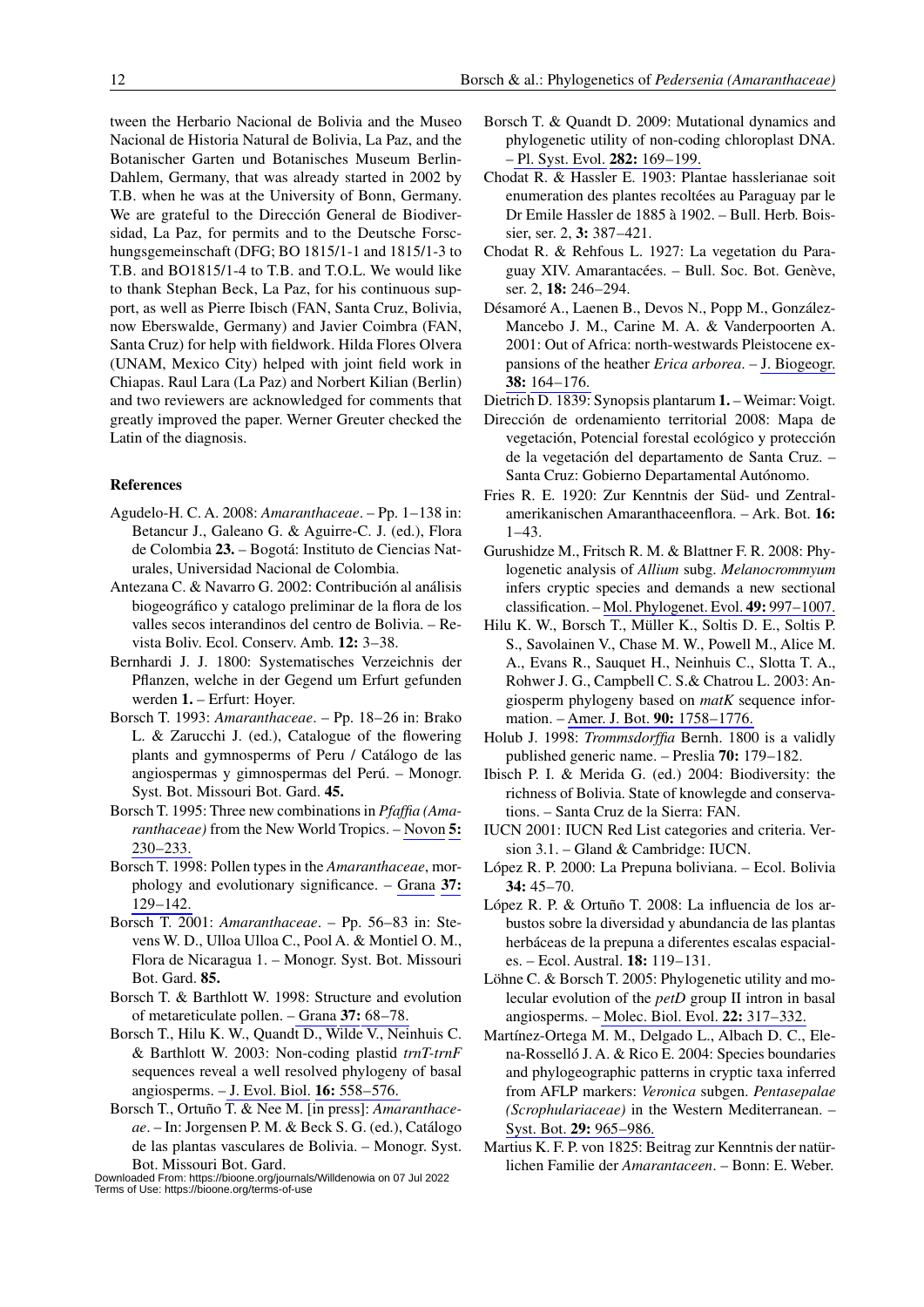tween the Herbario Nacional de Bolivia and the Museo Nacional de Historia Natural de Bolivia, La Paz, and the Botanischer Garten und Botanisches Museum Berlin-Dahlem, Germany, that was already started in 2002 by T.B. when he was at the University of Bonn, Germany. We are grateful to the Dirección General de Biodiversidad, La Paz, for permits and to the Deutsche Forschungsgemeinschaft (DFG; BO 1815/1-1 and 1815/1-3 to T.B. and BO1815/1-4 to T.B. and T.O.L. We would like to thank Stephan Beck, La Paz, for his continuous support, as well as Pierre Ibisch (FAN, Santa Cruz, Bolivia, now Eberswalde, Germany) and Javier Coimbra (FAN, Santa Cruz) for help with fieldwork. Hilda Flores Olvera (UNAM, Mexico City) helped with joint field work in Chiapas. Raul Lara (La Paz) and Norbert Kilian (Berlin) and two reviewers are acknowledged for comments that greatly improved the paper. Werner Greuter checked the Latin of the diagnosis.

## References

Agudelo-H. C. A. 2008: *Amaranthaceae*. – Pp. 1–138 in: Betancur J., Galeano G. & Aguirre-C. J. (ed.), Flora de Colombia **23.** – Bogotá: Instituto de Ciencias Naturales, Universidad Nacional de Colombia.

Antezana C. & Navarro G. 2002: Contribución al análisis biogeográfico y catalogo preliminar de la flora de los valles secos interandinos del centro de Bolivia. – Revista Boliv. Ecol. Conserv. Amb. **12:** 3–38.

Bernhardi J. J. 1800: Systematisches Verzeichnis der Pflanzen, welche in der Gegend um Erfurt gefunden werden **1.** – Erfurt: Hoyer.

Borsch T. 1993: *Amaranthaceae*. – Pp. 18–26 in: Brako L. & Zarucchi J. (ed.), Catalogue of the flowering plants and gymnosperms of Peru / Catálogo de las angiospermas y gimnospermas del Perú. – Monogr. Syst. Bot. Missouri Bot. Gard. **45.**

Borsch T. 1995: Three new combinations in *Pfaffia (Amaranthaceae)* from the New World Tropics. – Novon **5:** 230–233.

Borsch T. 1998: Pollen types in the *Amaranthaceae*, morphology and evolutionary significance. – Grana **37:** 129–142.

Borsch T. 2001: *Amaranthaceae*. – Pp. 56–83 in: Stevens W. D., Ulloa Ulloa C., Pool A. & Montiel O. M., Flora de Nicaragua 1. – Monogr. Syst. Bot. Missouri Bot. Gard. **85.**

Borsch T. & Barthlott W. 1998: Structure and evolution of metareticulate pollen. – Grana **37:** 68–78.

Borsch T., Hilu K. W., Quandt D., Wilde V., Neinhuis C. & Barthlott W. 2003: Non-coding plastid *trnT-trnF* sequences reveal a well resolved phylogeny of basal angiosperms. – J. Evol. Biol. **16:** 558–576.

Borsch T., Ortuño T. & Nee M. [in press]: *Amaranthaceae*. – In: Jorgensen P. M. & Beck S. G. (ed.), Catálogo de las plantas vasculares de Bolivia. – Monogr. Syst. Bot. Missouri Bot. Gard.

Borsch T. & Quandt D. 2009: Mutational dynamics and phylogenetic utility of non-coding chloroplast DNA. – Pl. Syst. Evol. **282:** 169–199.

Chodat R. & Hassler E. 1903: Plantae hasslerianae soit enumeration des plantes recoltées au Paraguay par le Dr Emile Hassler de 1885 à 1902. – Bull. Herb. Boissier, ser. 2, **3:** 387–421.

Chodat R. & Rehfous L. 1927: La vegetation du Paraguay XIV. Amarantacées. – Bull. Soc. Bot. Genève, ser. 2, **18:** 246–294.

Désamoré A., Laenen B., Devos N., Popp M., González-Mancebo J. M., Carine M. A. & Vanderpoorten A. 2001: Out of Africa: north-westwards Pleistocene expansions of the heather *Erica arborea*. – J. Biogeogr. **38:** 164–176.

Dietrich D. 1839: Synopsis plantarum **1.** – Weimar: Voigt.

Dirección de ordenamiento territorial 2008: Mapa de vegetación, Potencial forestal ecológico y protección de la vegetación del departamento de Santa Cruz. – Santa Cruz: Gobierno Departamental Autónomo.

Fries R. E. 1920: Zur Kenntnis der Süd- und Zentralamerikanischen Amaranthaceenflora. – Ark. Bot. **16:** 1–43.

Gurushidze M., Fritsch R. M. & Blattner F. R. 2008: Phylogenetic analysis of *Allium* subg. *Melanocrommyum* infers cryptic species and demands a new sectional classification. – Mol. Phylogenet. Evol. **49:** 997–1007.

Hilu K. W., Borsch T., Müller K., Soltis D. E., Soltis P. S., Savolainen V., Chase M. W., Powell M., Alice M. A., Evans R., Sauquet H., Neinhuis C., Slotta T. A., Rohwer J. G., Campbell C. S.& Chatrou L. 2003: Angiosperm phylogeny based on *matK* sequence information. – Amer. J. Bot. **90:** 1758–1776.

Holub J. 1998: *Trommsdorffia* Bernh. 1800 is a validly published generic name. – Preslia **70:** 179–182.

Ibisch P. I. & Merida G. (ed.) 2004: Biodiversity: the richness of Bolivia. State of knowlegde and conservations. – Santa Cruz de la Sierra: FAN.

IUCN 2001: IUCN Red List categories and criteria. Version 3.1. – Gland & Cambridge: IUCN.

López R. P. 2000: La Prepuna boliviana. – Ecol. Bolivia **34:** 45–70.

López R. P. & Ortuño T. 2008: La influencia de los arbustos sobre la diversidad y abundancia de las plantas herbáceas de la prepuna a diferentes escalas espaciales. – Ecol. Austral. **18:** 119–131.

Löhne C. & Borsch T. 2005: Phylogenetic utility and molecular evolution of the *petD* group II intron in basal angiosperms. – Molec. Biol. Evol. **22:** 317–332.

Martínez-Ortega M. M., Delgado L., Albach D. C., Elena-Rosselló J. A. & Rico E. 2004: Species boundaries and phylogeographic patterns in cryptic taxa inferred from AFLP markers: *Veronica* subgen. *Pentasepalae (Scrophulariaceae)* in the Western Mediterranean. – Syst. Bot. **29:** 965–986.

Martius K. F. P. von 1825: Beitrag zur Kenntnis der natürlichen Familie der *Amarantaceen*. – Bonn: E. Weber.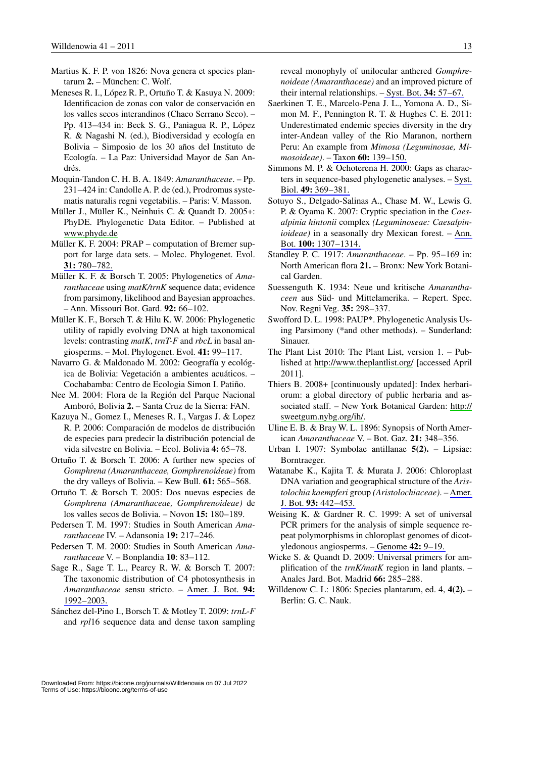Martius K. F. P. von 1826: Nova genera et species plantarum **2.** – München: C. Wolf.

Meneses R. I., López R. P., Ortuño T. & Kasuya N. 2009: Identificacion de zonas con valor de conservación en los valles secos interandinos (Chaco Serrano Seco). – Pp. 413–434 in: Beck S. G., Paniagua R. P., López R. & Nagashi N. (ed.), Biodiversidad y ecología en Bolivia – Simposio de los 30 años del Instituto de Ecología. – La Paz: Universidad Mayor de San Andrés.

Moquin-Tandon C. H. B. A. 1849: *Amaranthaceae*. – Pp. 231–424 in: Candolle A. P. de (ed.), Prodromus systematis naturalis regni vegetabilis. – Paris: V. Masson.

Müller J., Müller K., Neinhuis C. & Quandt D. 2005+: PhyDE. Phylogenetic Data Editor. – Published at www.phyde.de

Müller K. F. 2004: PRAP – computation of Bremer support for large data sets. – Molec. Phylogenet. Evol. **31:** 780–782.

Müller K. F. & Borsch T. 2005: Phylogenetics of *Amaranthaceae* using *matK/trnK* sequence data; evidence from parsimony, likelihood and Bayesian approaches. – Ann. Missouri Bot. Gard. **92:** 66–102.

Müller K. F., Borsch T. & Hilu K. W. 2006: Phylogenetic utility of rapidly evolving DNA at high taxonomical levels: contrasting *matK*, *trnT-F* and *rbcL* in basal angiosperms. – Mol. Phylogenet. Evol. **41:** 99–117.

Navarro G. & Maldonado M. 2002: Geografía y ecológica de Bolivia: Vegetación a ambientes acuáticos. – Cochabamba: Centro de Ecologia Simon I. Patiño.

Nee M. 2004: Flora de la Región del Parque Nacional Amboró, Bolivia **2.** – Santa Cruz de la Sierra: FAN.

Kazuya N., Gomez I., Meneses R. I., Vargas J. & Lopez R. P. 2006: Comparación de modelos de distribución de especies para predecir la distribución potencial de vida silvestre en Bolivia. – Ecol. Bolivia **4:** 65–78.

Ortuño T. & Borsch T. 2006: A further new species of *Gomphrena (Amaranthaceae, Gomphrenoideae)* from the dry valleys of Bolivia. – Kew Bull. **61:** 565–568.

Ortuño T. & Borsch T. 2005: Dos nuevas especies de *Gomphrena (Amaranthaceae, Gomphrenoideae)* de los valles secos de Bolivia. – Novon **15:** 180–189.

Pedersen T. M. 1997: Studies in South American *Amaranthaceae* IV. – Adansonia **19:** 217–246.

Pedersen T. M. 2000: Studies in South American *Amaranthaceae* V. – Bonplandia **10**: 83–112.

Sage R., Sage T. L., Pearcy R. W. & Borsch T. 2007: The taxonomic distribution of C4 photosynthesis in *Amaranthaceae* sensu stricto. – Amer. J. Bot. **94:** 1992–2003.

Sánchez del-Pino I., Borsch T. & Motley T. 2009: *trnL-F* and *rpl*16 sequence data and dense taxon sampling reveal monophyly of unilocular anthered *Gomphrenoideae (Amaranthaceae)* and an improved picture of their internal relationships. – Syst. Bot. **34:** 57–67.

Saerkinen T. E., Marcelo-Pena J. L., Yomona A. D., Simon M. F., Pennington R. T. & Hughes C. E. 2011: Underestimated endemic species diversity in the dry inter-Andean valley of the Rio Maranon, northern Peru: An example from *Mimosa (Leguminosae, Mimosoideae)*. – Taxon **60:** 139–150.

Simmons M. P. & Ochoterena H. 2000: Gaps as characters in sequence-based phylogenetic analyses. – Syst. Biol. **49:** 369–381.

Sotuyo S., Delgado-Salinas A., Chase M. W., Lewis G. P. & Oyama K. 2007: Cryptic speciation in the *Caesalpinia hintonii* complex *(Leguminoseae: Caesalpinioideae)* in a seasonally dry Mexican forest. – Ann. Bot. **100:** 1307–1314.

Standley P. C. 1917: *Amaranthaceae*. – Pp. 95–169 in: North American flora **21.** – Bronx: New York Botanical Garden.

Suessenguth K. 1934: Neue und kritische *Amaranthaceen* aus Süd- und Mittelamerika. – Repert. Spec. Nov. Regni Veg. **35:** 298–337.

Swofford D. L. 1998: PAUP*. Phylogenetic Analysis Using Parsimony (*and other methods). – Sunderland: Sinauer.

The Plant List 2010: The Plant List, version 1. – Published at http://www.theplantlist.org/ [accessed April 2011].

Thiers B. 2008+ [continuously updated]: Index herbariorum: a global directory of public herbaria and associated staff. – New York Botanical Garden: http://sweetgum.nybg.org/ih/.

Uline E. B. & Bray W. L. 1896: Synopsis of North American *Amaranthaceae* V. – Bot. Gaz. **21:** 348–356.

Urban I. 1907: Symbolae antillanae **5(2).** – Lipsiae: Borntraeger.

Watanabe K., Kajita T. & Murata J. 2006: Chloroplast DNA variation and geographical structure of the *Aristolochia kaempferi* group *(Aristolochiaceae)*. – Amer. J. Bot. **93:** 442–453.

Weising K. & Gardner R. C. 1999: A set of universal PCR primers for the analysis of simple sequence repeat polymorphisms in chloroplast genomes of dicotyledonous angiosperms. – Genome **42:** 9–19.

Wicke S. & Quandt D. 2009: Universal primers for amplification of the *trnK/matK* region in land plants. – Anales Jard. Bot. Madrid **66:** 285–288.

Willdenow C. L: 1806: Species plantarum, ed. 4, **4(2).** – Berlin: G. C. Nauk.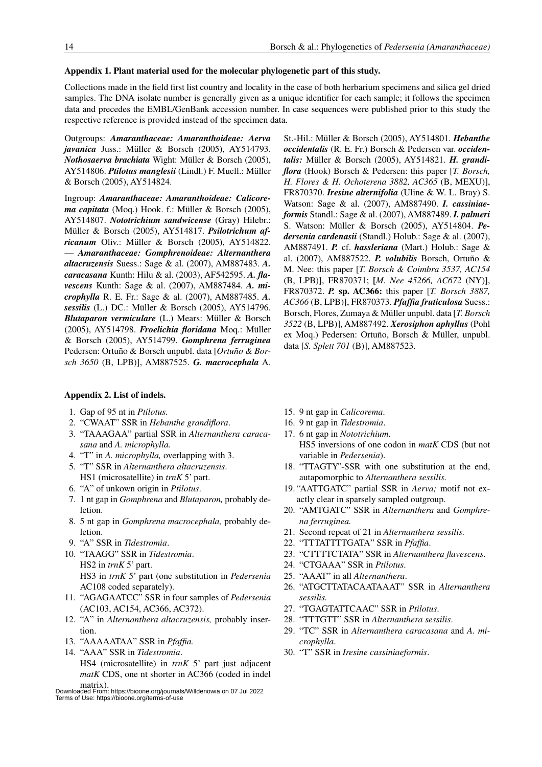## Appendix 1. Plant material used for the molecular phylogenetic part of this study.

Collections made in the field first list country and locality in the case of both herbarium specimens and silica gel dried samples. The DNA isolate number is generally given as a unique identifier for each sample; it follows the specimen data and precedes the EMBL/GenBank accession number. In case sequences were published prior to this study the respective reference is provided instead of the specimen data.

Outgroups: ***Amaranthaceae: Amaranthoideae: Aerva javanica*** Juss.: Müller & Borsch (2005), AY514793. ***Nothosaerva brachiata*** Wight: Müller & Borsch (2005), AY514806. ***Ptilotus manglesii*** (Lindl.) F. Muell.: Müller & Borsch (2005), AY514824.

Ingroup: ***Amaranthaceae: Amaranthoideae: Calicorema capitata*** (Moq.) Hook. f.: Müller & Borsch (2005), AY514807. ***Nototrichium sandwicense*** (Gray) Hilebr.: Müller & Borsch (2005), AY514817. ***Psilotrichum africanum*** Oliv.: Müller & Borsch (2005), AY514822. — ***Amaranthaceae: Gomphrenoideae: Alternanthera altacruzensis*** Suess.: Sage & al. (2007), AM887483. ***A. caracasana*** Kunth: Hilu & al. (2003), AF542595. ***A. flavescens*** Kunth: Sage & al. (2007), AM887484. ***A. microphylla*** R. E. Fr.: Sage & al. (2007), AM887485. ***A. sessilis*** (L.) DC.: Müller & Borsch (2005), AY514796. ***Blutaparon vermiculare*** (L.) Mears: Müller & Borsch (2005), AY514798. ***Froelichia floridana*** Moq.: Müller & Borsch (2005), AY514799. ***Gomphrena ferruginea*** Pedersen: Ortuño & Borsch unpubl. data [*Ortuño & Borsch 3650* (B, LPB)], AM887525. ***G. macrocephala*** A. St.-Hil.: Müller & Borsch (2005), AY514801. ***Hebanthe occidentalis*** (R. E. Fr.) Borsch & Pedersen var. ***occidentalis:*** Müller & Borsch (2005), AY514821. ***H. grandiflora*** (Hook) Borsch & Pedersen: this paper [*T. Borsch, H. Flores & H. Ochoterena 3882, AC365* (B, MEXU)], FR870370. ***Iresine alternifolia*** (Uline & W. L. Bray) S. Watson: Sage & al. (2007), AM887490. ***I. cassiniaeformis*** Standl.: Sage & al. (2007), AM887489. ***I. palmeri*** S. Watson: Müller & Borsch (2005), AY514804. ***Pedersenia cardenasii*** (Standl.) Holub.: Sage & al. (2007), AM887491. ***P.*** cf. ***hassleriana*** (Mart.) Holub.: Sage & al. (2007), AM887522. ***P. volubilis*** Borsch, Ortuño & M. Nee: this paper [*T. Borsch & Coimbra 3537, AC154* (B, LPB)], FR870371; **[***M. Nee 45266, AC672* (NY)], FR870372. ***P.* sp. AC366:** this paper [*T. Borsch 3887, AC366* (B, LPB)], FR870373. ***Pfaffia fruticulosa*** Suess.: Borsch, Flores, Zumaya & Müller unpubl. data [*T. Borsch 3522* (B, LPB)], AM887492. ***Xerosiphon aphyllus*** (Pohl ex Moq.) Pedersen: Ortuño, Borsch & Müller, unpubl. data [*S. Splett 701* (B)], AM887523.

## Appendix 2. List of indels.

1. Gap of 95 nt in *Ptilotus.*
2. "CWAAT" SSR in *Hebanthe grandiflora*.
3. "TAAAGAA" partial SSR in *Alternanthera caracasana* and *A. microphylla.*
4. "T" in *A. microphylla,* overlapping with 3.
5. "T" SSR in *Alternanthera altacruzensis*.
   HS1 (microsatellite) in *trnK* 5' part.
6. "A" of unkown origin in *Ptilotus*.
7. 1 nt gap in *Gomphrena* and *Blutaparon,* probably deletion.
8. 5 nt gap in *Gomphrena macrocephala,* probably deletion.
9. "A" SSR in *Tidestromia*.
10. "TAAGG" SSR in *Tidestromia*.
    HS2 in *trnK* 5' part.
    HS3 in *trnK* 5' part (one substitution in *Pedersenia* AC108 coded separately).
11. "AGAGAATCC" SSR in four samples of *Pedersenia* (AC103, AC154, AC366, AC372).
12. "A" in *Alternanthera altacruzensis,* probably insertion.
13. "AAAAATAA" SSR in *Pfaffia.*
14. "AAA" SSR in *Tidestromia*.
    HS4 (microsatellite) in *trnK* 5' part just adjacent *matK* CDS, one nt shorter in AC366 (coded in indel matrix).
15. 9 nt gap in *Calicorema*.
16. 9 nt gap in *Tidestromia*.
17. 6 nt gap in *Nototrichium*.
    HS5 inversions of one codon in *matK* CDS (but not variable in *Pedersenia*).
18. "TTAGTY"-SSR with one substitution at the end, autapomorphic to *Alternanthera sessilis.*
19. "AATTGATC" partial SSR in *Aerva;* motif not exactly clear in sparsely sampled outgroup.
20. "AMTGATC" SSR in *Alternanthera* and *Gomphrena ferruginea.*
21. Second repeat of 21 in *Alternanthera sessilis.*
22. "TTTATTTTGATA" SSR in *Pfaffia*.
23. "CTTTTCTATA" SSR in *Alternanthera flavescens*.
24. "CTGAAA" SSR in *Ptilotus*.
25. "AAAT" in all *Alternanthera*.
26. "ATGCTTATACAATAAAT" SSR in *Alternanthera sessilis.*
27. "TGAGTATTCAAC" SSR in *Ptilotus.*
28. "TTTGTT" SSR in *Alternanthera sessilis*.
29. "TC" SSR in *Alternanthera caracasana* and *A. microphylla*.
30. "T" SSR in *Iresine cassiniaeformis*.